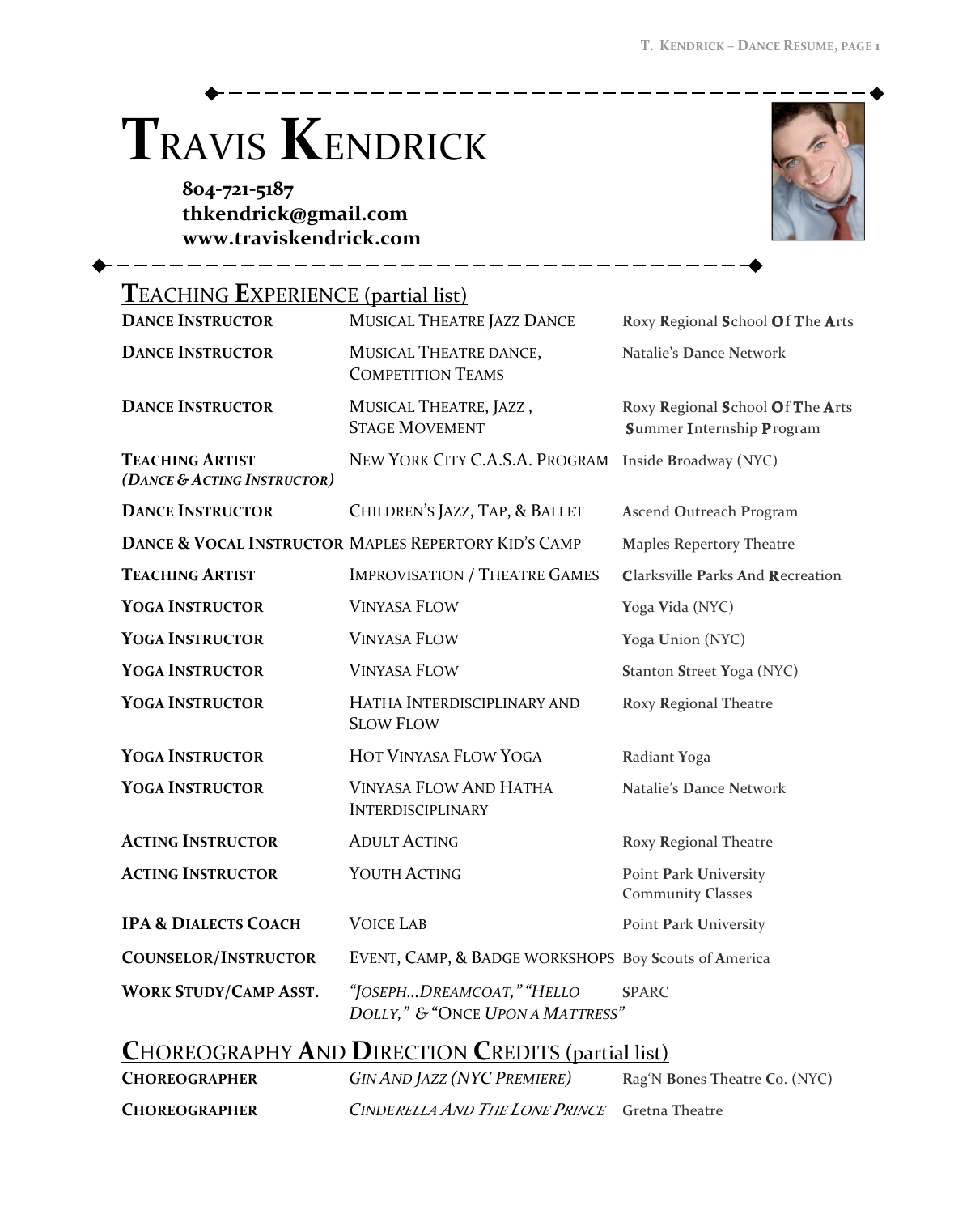# Travis Kendrick

**804-721-5187**
**thkendrick@gmail.com**
**www.traviskendrick.com**

## Teaching Experience (partial list)

| | | |
|---|---|---|
| **Dance Instructor** | Musical Theatre Jazz Dance | Roxy Regional School Of The Arts |
| **Dance Instructor** | Musical Theatre dance, Competition Teams | Natalie's Dance Network |
| **Dance Instructor** | Musical Theatre, Jazz , Stage Movement | Roxy Regional School Of The Arts Summer Internship Program |
| **Teaching Artist** ***(Dance & Acting Instructor)*** | New York City C.A.S.A. Program | Inside Broadway (NYC) |
| **Dance Instructor** | Children's Jazz, Tap, & Ballet | Ascend Outreach Program |
| **Dance & Vocal Instructor** | Maples Repertory Kid's Camp | Maples Repertory Theatre |
| **Teaching Artist** | Improvisation / Theatre Games | Clarksville Parks And Recreation |
| **Yoga Instructor** | Vinyasa Flow | Yoga Vida (NYC) |
| **Yoga Instructor** | Vinyasa Flow | Yoga Union (NYC) |
| **Yoga Instructor** | Vinyasa Flow | Stanton Street Yoga (NYC) |
| **Yoga Instructor** | Hatha Interdisciplinary and Slow Flow | Roxy Regional Theatre |
| **Yoga Instructor** | Hot Vinyasa Flow Yoga | Radiant Yoga |
| **Yoga Instructor** | Vinyasa Flow And Hatha Interdisciplinary | Natalie's Dance Network |
| **Acting Instructor** | Adult Acting | Roxy Regional Theatre |
| **Acting Instructor** | Youth Acting | Point Park University Community Classes |
| **IPA & Dialects Coach** | Voice Lab | Point Park University |
| **Counselor/Instructor** | Event, Camp, & Badge Workshops | Boy Scouts of America |
| **Work Study/Camp Asst.** | *"Joseph…Dreamcoat," "Hello Dolly,"* & "Once *Upon a Mattress*" | SPARC |

## Choreography And Direction Credits (partial list)

| | | |
|---|---|---|
| **Choreographer** | *Gin And Jazz (NYC Premiere)* | Rag'N Bones Theatre Co. (NYC) |
| **Choreographer** | *Cinderella And The Lone Prince* | Gretna Theatre |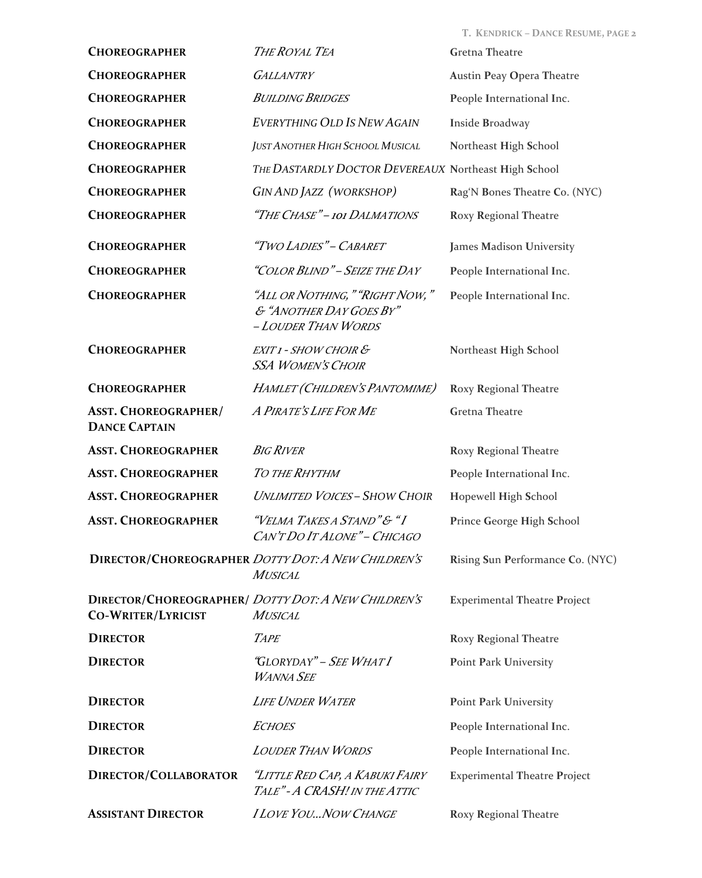| | | |
|---|---|---|
| **Choreographer** | *The Royal Tea* | Gretna Theatre |
| **Choreographer** | *Gallantry* | Austin Peay Opera Theatre |
| **Choreographer** | *Building Bridges* | People International Inc. |
| **Choreographer** | *Everything Old Is New Again* | Inside Broadway |
| **Choreographer** | *Just Another High School Musical* | Northeast High School |
| **Choreographer** | *The Dastardly Doctor Devereaux* | Northeast High School |
| **Choreographer** | *Gin And Jazz (workshop)* | Rag'N Bones Theatre Co. (NYC) |
| **Choreographer** | *"The Chase" – 101 Dalmations* | Roxy Regional Theatre |
| **Choreographer** | *"Two Ladies" – Cabaret* | James Madison University |
| **Choreographer** | *"Color Blind" – Seize the Day* | People International Inc. |
| **Choreographer** | *"All or Nothing," "Right Now," & "Another Day Goes By" – Louder Than Words* | People International Inc. |
| **Choreographer** | *Exit 1 - Show Choir & SSA Women's Choir* | Northeast High School |
| **Choreographer** | *Hamlet (Children's Pantomime)* | Roxy Regional Theatre |
| **Asst. Choreographer/ Dance Captain** | *A Pirate's Life For Me* | Gretna Theatre |
| **Asst. Choreographer** | *Big River* | Roxy Regional Theatre |
| **Asst. Choreographer** | *To the Rhythm* | People International Inc. |
| **Asst. Choreographer** | *Unlimited Voices – Show Choir* | Hopewell High School |
| **Asst. Choreographer** | *"Velma Takes a Stand" & "I Can't Do It Alone" – Chicago* | Prince George High School |
| **Director/Choreographer** | *Dotty Dot: A New Children's Musical* | Rising Sun Performance Co. (NYC) |
| **Director/Choreographer/ Co-Writer/Lyricist** | *Dotty Dot: A New Children's Musical* | Experimental Theatre Project |
| **Director** | *Tape* | Roxy Regional Theatre |
| **Director** | *"Gloryday" – See What I Wanna See* | Point Park University |
| **Director** | *Life Under Water* | Point Park University |
| **Director** | *Echoes* | People International Inc. |
| **Director** | *Louder Than Words* | People International Inc. |
| **Director/Collaborator** | *"Little Red Cap, a Kabuki Fairy Tale" - A CRASH! in the Attic* | Experimental Theatre Project |
| **Assistant Director** | *I Love You...Now Change* | Roxy Regional Theatre |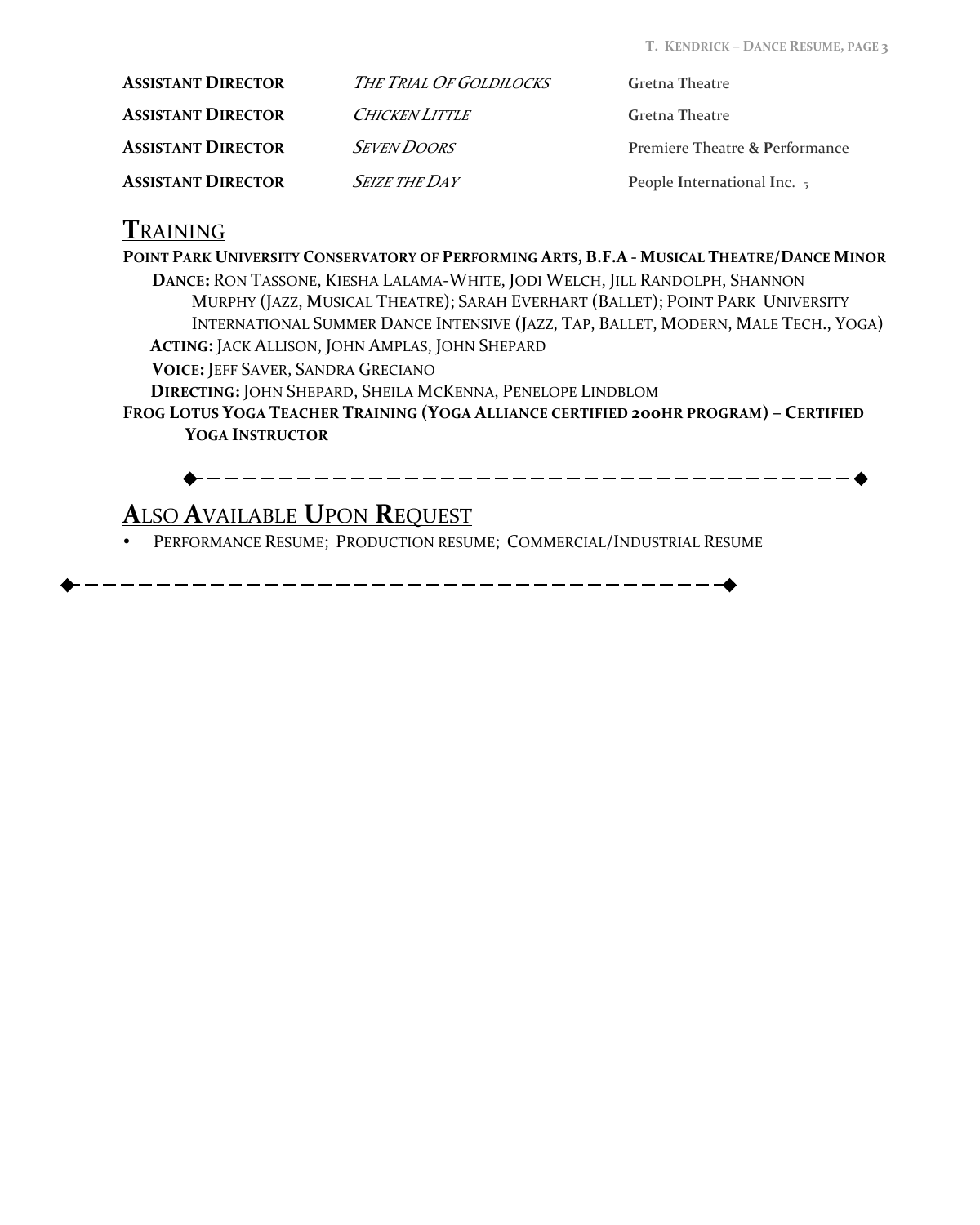| | | |
|---|---|---|
| **ASSISTANT DIRECTOR** | *THE TRIAL OF GOLDILOCKS* | Gretna Theatre |
| **ASSISTANT DIRECTOR** | *CHICKEN LITTLE* | Gretna Theatre |
| **ASSISTANT DIRECTOR** | *SEVEN DOORS* | Premiere Theatre & Performance |
| **ASSISTANT DIRECTOR** | *SEIZE THE DAY* | People International Inc. 5 |

## TRAINING

**POINT PARK UNIVERSITY CONSERVATORY OF PERFORMING ARTS, B.F.A - MUSICAL THEATRE/DANCE MINOR**

**DANCE:** RON TASSONE, KIESHA LALAMA-WHITE, JODI WELCH, JILL RANDOLPH, SHANNON MURPHY (JAZZ, MUSICAL THEATRE); SARAH EVERHART (BALLET); POINT PARK UNIVERSITY INTERNATIONAL SUMMER DANCE INTENSIVE (JAZZ, TAP, BALLET, MODERN, MALE TECH., YOGA)

**ACTING:** JACK ALLISON, JOHN AMPLAS, JOHN SHEPARD

**VOICE:** JEFF SAVER, SANDRA GRECIANO

**DIRECTING:** JOHN SHEPARD, SHEILA MCKENNA, PENELOPE LINDBLOM

**FROG LOTUS YOGA TEACHER TRAINING (YOGA ALLIANCE CERTIFIED 200HR PROGRAM) – CERTIFIED YOGA INSTRUCTOR**

## ALSO AVAILABLE UPON REQUEST

- PERFORMANCE RESUME; PRODUCTION RESUME; COMMERCIAL/INDUSTRIAL RESUME